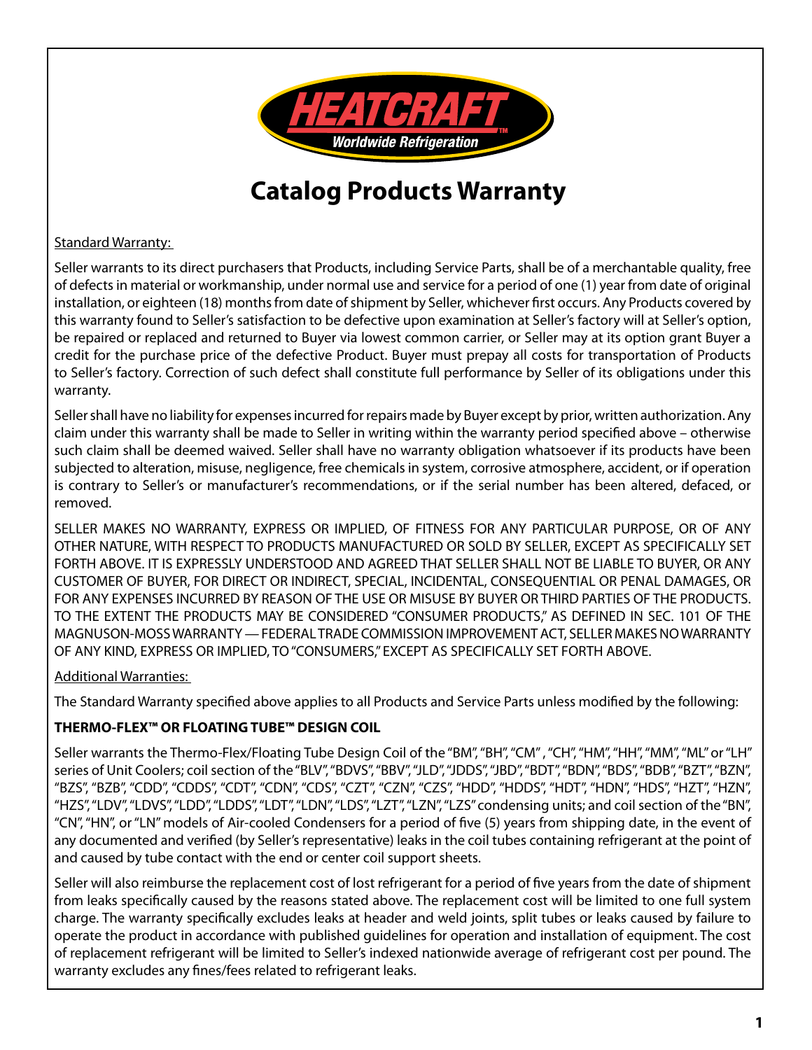HEATCRAFT

Worldwide Refrigeration

# Catalog Products Warranty

<u>Standard Warranty:</u>

Seller warrants to its direct purchasers that Products, including Service Parts, shall be of a merchantable quality, free of defects in material or workmanship, under normal use and service for a period of one (1) year from date of original installation, or eighteen (18) months from date of shipment by Seller, whichever first occurs. Any Products covered by this warranty found to Seller's satisfaction to be defective upon examination at Seller's factory will at Seller's option, be repaired or replaced and returned to Buyer via lowest common carrier, or Seller may at its option grant Buyer a credit for the purchase price of the defective Product. Buyer must prepay all costs for transportation of Products to Seller's factory. Correction of such defect shall constitute full performance by Seller of its obligations under this warranty.

Seller shall have no liability for expenses incurred for repairs made by Buyer except by prior, written authorization. Any claim under this warranty shall be made to Seller in writing within the warranty period specified above – otherwise such claim shall be deemed waived. Seller shall have no warranty obligation whatsoever if its products have been subjected to alteration, misuse, negligence, free chemicals in system, corrosive atmosphere, accident, or if operation is contrary to Seller's or manufacturer's recommendations, or if the serial number has been altered, defaced, or removed.

SELLER MAKES NO WARRANTY, EXPRESS OR IMPLIED, OF FITNESS FOR ANY PARTICULAR PURPOSE, OR OF ANY OTHER NATURE, WITH RESPECT TO PRODUCTS MANUFACTURED OR SOLD BY SELLER, EXCEPT AS SPECIFICALLY SET FORTH ABOVE. IT IS EXPRESSLY UNDERSTOOD AND AGREED THAT SELLER SHALL NOT BE LIABLE TO BUYER, OR ANY CUSTOMER OF BUYER, FOR DIRECT OR INDIRECT, SPECIAL, INCIDENTAL, CONSEQUENTIAL OR PENAL DAMAGES, OR FOR ANY EXPENSES INCURRED BY REASON OF THE USE OR MISUSE BY BUYER OR THIRD PARTIES OF THE PRODUCTS. TO THE EXTENT THE PRODUCTS MAY BE CONSIDERED "CONSUMER PRODUCTS," AS DEFINED IN SEC. 101 OF THE MAGNUSON-MOSS WARRANTY — FEDERAL TRADE COMMISSION IMPROVEMENT ACT, SELLER MAKES NO WARRANTY OF ANY KIND, EXPRESS OR IMPLIED, TO "CONSUMERS," EXCEPT AS SPECIFICALLY SET FORTH ABOVE.

<u>Additional Warranties:</u>

The Standard Warranty specified above applies to all Products and Service Parts unless modified by the following:

**THERMO-FLEX™ OR FLOATING TUBE™ DESIGN COIL**

Seller warrants the Thermo-Flex/Floating Tube Design Coil of the "BM", "BH", "CM" , "CH", "HM", "HH", "MM", "ML" or "LH" series of Unit Coolers; coil section of the "BLV", "BDVS", "BBV", "JLD", "JDDS", "JBD", "BDT", "BDN", "BDS", "BDB", "BZT", "BZN", "BZS", "BZB", "CDD", "CDDS", "CDT", "CDN", "CDS", "CZT", "CZN", "CZS", "HDD", "HDDS", "HDT", "HDN", "HDS", "HZT", "HZN", "HZS", "LDV", "LDVS", "LDD", "LDDS", "LDT", "LDN", "LDS", "LZT", "LZN", "LZS" condensing units; and coil section of the "BN", "CN", "HN", or "LN" models of Air-cooled Condensers for a period of five (5) years from shipping date, in the event of any documented and verified (by Seller's representative) leaks in the coil tubes containing refrigerant at the point of and caused by tube contact with the end or center coil support sheets.

Seller will also reimburse the replacement cost of lost refrigerant for a period of five years from the date of shipment from leaks specifically caused by the reasons stated above. The replacement cost will be limited to one full system charge. The warranty specifically excludes leaks at header and weld joints, split tubes or leaks caused by failure to operate the product in accordance with published guidelines for operation and installation of equipment. The cost of replacement refrigerant will be limited to Seller's indexed nationwide average of refrigerant cost per pound. The warranty excludes any fines/fees related to refrigerant leaks.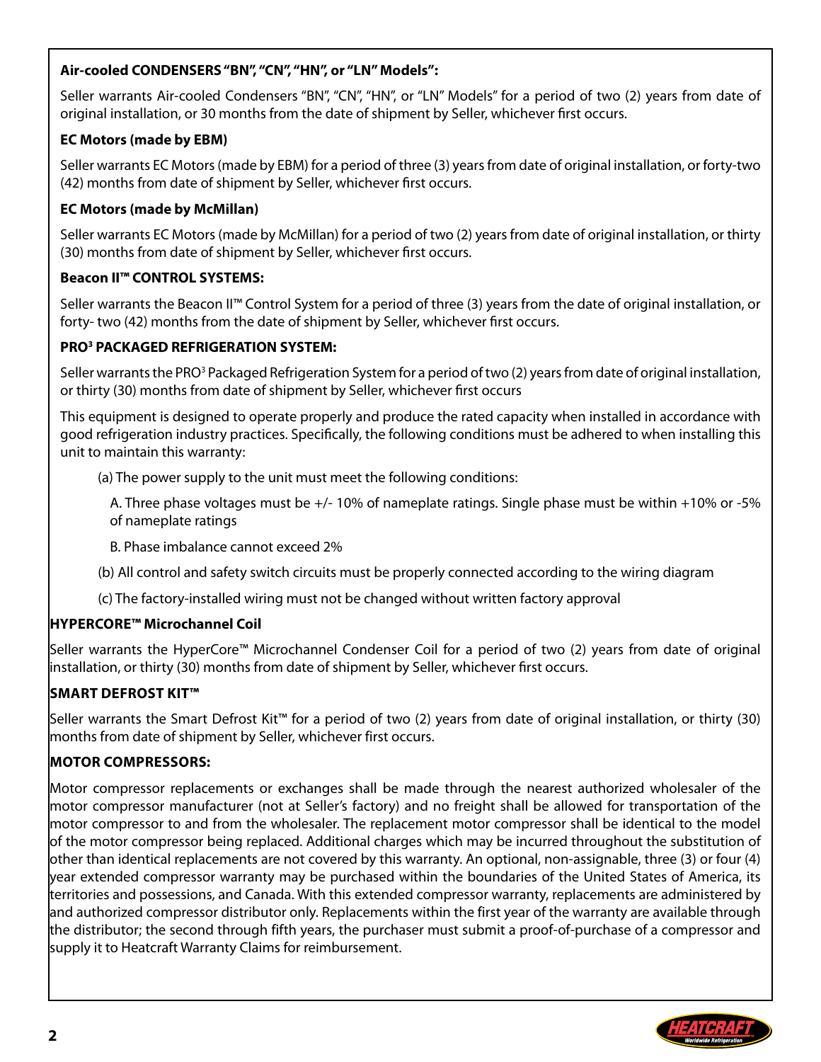**Air-cooled CONDENSERS "BN", "CN", "HN", or "LN" Models":**

Seller warrants Air-cooled Condensers "BN", "CN", "HN", or "LN" Models" for a period of two (2) years from date of original installation, or 30 months from the date of shipment by Seller, whichever first occurs.

**EC Motors (made by EBM)**

Seller warrants EC Motors (made by EBM) for a period of three (3) years from date of original installation, or forty-two (42) months from date of shipment by Seller, whichever first occurs.

**EC Motors (made by McMillan)**

Seller warrants EC Motors (made by McMillan) for a period of two (2) years from date of original installation, or thirty (30) months from date of shipment by Seller, whichever first occurs.

**Beacon II™ CONTROL SYSTEMS:**

Seller warrants the Beacon II™ Control System for a period of three (3) years from the date of original installation, or forty- two (42) months from the date of shipment by Seller, whichever first occurs.

**PRO$^3$ PACKAGED REFRIGERATION SYSTEM:**

Seller warrants the PRO$^3$ Packaged Refrigeration System for a period of two (2) years from date of original installation, or thirty (30) months from date of shipment by Seller, whichever first occurs

This equipment is designed to operate properly and produce the rated capacity when installed in accordance with good refrigeration industry practices. Specifically, the following conditions must be adhered to when installing this unit to maintain this warranty:

(a) The power supply to the unit must meet the following conditions:

A. Three phase voltages must be +/- 10% of nameplate ratings. Single phase must be within +10% or -5% of nameplate ratings

B. Phase imbalance cannot exceed 2%

(b) All control and safety switch circuits must be properly connected according to the wiring diagram

(c) The factory-installed wiring must not be changed without written factory approval

**HYPERCORE™ Microchannel Coil**

Seller warrants the HyperCore™ Microchannel Condenser Coil for a period of two (2) years from date of original installation, or thirty (30) months from date of shipment by Seller, whichever first occurs.

**SMART DEFROST KIT™**

Seller warrants the Smart Defrost Kit™ for a period of two (2) years from date of original installation, or thirty (30) months from date of shipment by Seller, whichever first occurs.

**MOTOR COMPRESSORS:**

Motor compressor replacements or exchanges shall be made through the nearest authorized wholesaler of the motor compressor manufacturer (not at Seller's factory) and no freight shall be allowed for transportation of the motor compressor to and from the wholesaler. The replacement motor compressor shall be identical to the model of the motor compressor being replaced. Additional charges which may be incurred throughout the substitution of other than identical replacements are not covered by this warranty. An optional, non-assignable, three (3) or four (4) year extended compressor warranty may be purchased within the boundaries of the United States of America, its territories and possessions, and Canada. With this extended compressor warranty, replacements are administered by and authorized compressor distributor only. Replacements within the first year of the warranty are available through the distributor; the second through fifth years, the purchaser must submit a proof-of-purchase of a compressor and supply it to Heatcraft Warranty Claims for reimbursement.